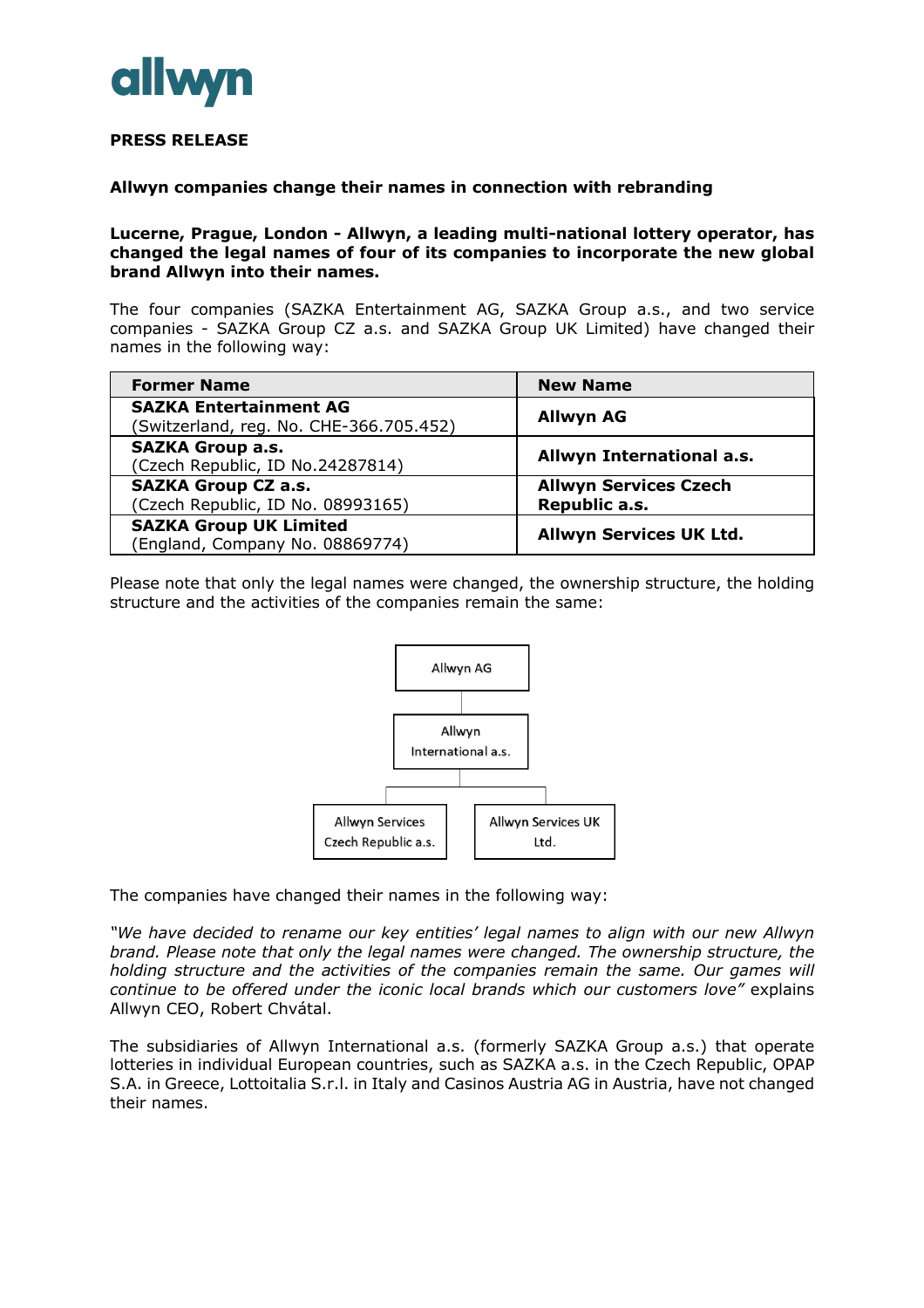**PRESS RELEASE**

**Allwyn companies change their names in connection with rebranding**

**Lucerne, Prague, London - Allwyn, a leading multi-national lottery operator, has changed the legal names of four of its companies to incorporate the new global brand Allwyn into their names.**

The four companies (SAZKA Entertainment AG, SAZKA Group a.s., and two service companies - SAZKA Group CZ a.s. and SAZKA Group UK Limited) have changed their names in the following way:

| Former Name | New Name |
| --- | --- |
| **SAZKA Entertainment AG** (Switzerland, reg. No. CHE-366.705.452) | **Allwyn AG** |
| **SAZKA Group a.s.** (Czech Republic, ID No.24287814) | **Allwyn International a.s.** |
| **SAZKA Group CZ a.s.** (Czech Republic, ID No. 08993165) | **Allwyn Services Czech Republic a.s.** |
| **SAZKA Group UK Limited** (England, Company No. 08869774) | **Allwyn Services UK Ltd.** |

Please note that only the legal names were changed, the ownership structure, the holding structure and the activities of the companies remain the same:

- Allwyn AG
  - Allwyn International a.s.
    - Allwyn Services Czech Republic a.s.
    - Allwyn Services UK Ltd.

The companies have changed their names in the following way:

*"We have decided to rename our key entities' legal names to align with our new Allwyn brand. Please note that only the legal names were changed. The ownership structure, the holding structure and the activities of the companies remain the same. Our games will continue to be offered under the iconic local brands which our customers love"* explains Allwyn CEO, Robert Chvátal.

The subsidiaries of Allwyn International a.s. (formerly SAZKA Group a.s.) that operate lotteries in individual European countries, such as SAZKA a.s. in the Czech Republic, OPAP S.A. in Greece, Lottoitalia S.r.l. in Italy and Casinos Austria AG in Austria, have not changed their names.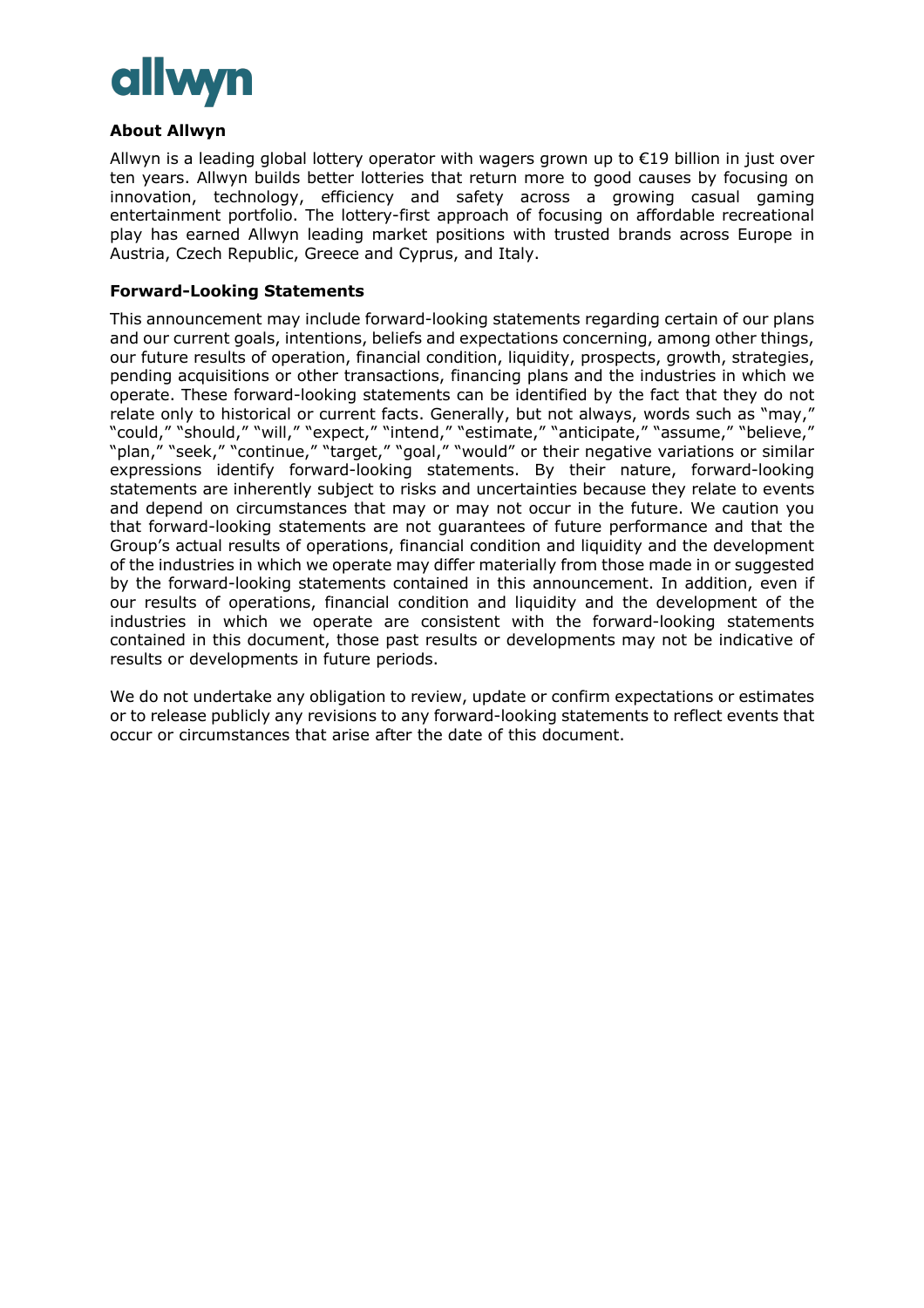allwyn

**About Allwyn**

Allwyn is a leading global lottery operator with wagers grown up to €19 billion in just over ten years. Allwyn builds better lotteries that return more to good causes by focusing on innovation, technology, efficiency and safety across a growing casual gaming entertainment portfolio. The lottery-first approach of focusing on affordable recreational play has earned Allwyn leading market positions with trusted brands across Europe in Austria, Czech Republic, Greece and Cyprus, and Italy.

**Forward-Looking Statements**

This announcement may include forward-looking statements regarding certain of our plans and our current goals, intentions, beliefs and expectations concerning, among other things, our future results of operation, financial condition, liquidity, prospects, growth, strategies, pending acquisitions or other transactions, financing plans and the industries in which we operate. These forward-looking statements can be identified by the fact that they do not relate only to historical or current facts. Generally, but not always, words such as "may," "could," "should," "will," "expect," "intend," "estimate," "anticipate," "assume," "believe," "plan," "seek," "continue," "target," "goal," "would" or their negative variations or similar expressions identify forward-looking statements. By their nature, forward-looking statements are inherently subject to risks and uncertainties because they relate to events and depend on circumstances that may or may not occur in the future. We caution you that forward-looking statements are not guarantees of future performance and that the Group's actual results of operations, financial condition and liquidity and the development of the industries in which we operate may differ materially from those made in or suggested by the forward-looking statements contained in this announcement. In addition, even if our results of operations, financial condition and liquidity and the development of the industries in which we operate are consistent with the forward-looking statements contained in this document, those past results or developments may not be indicative of results or developments in future periods.

We do not undertake any obligation to review, update or confirm expectations or estimates or to release publicly any revisions to any forward-looking statements to reflect events that occur or circumstances that arise after the date of this document.